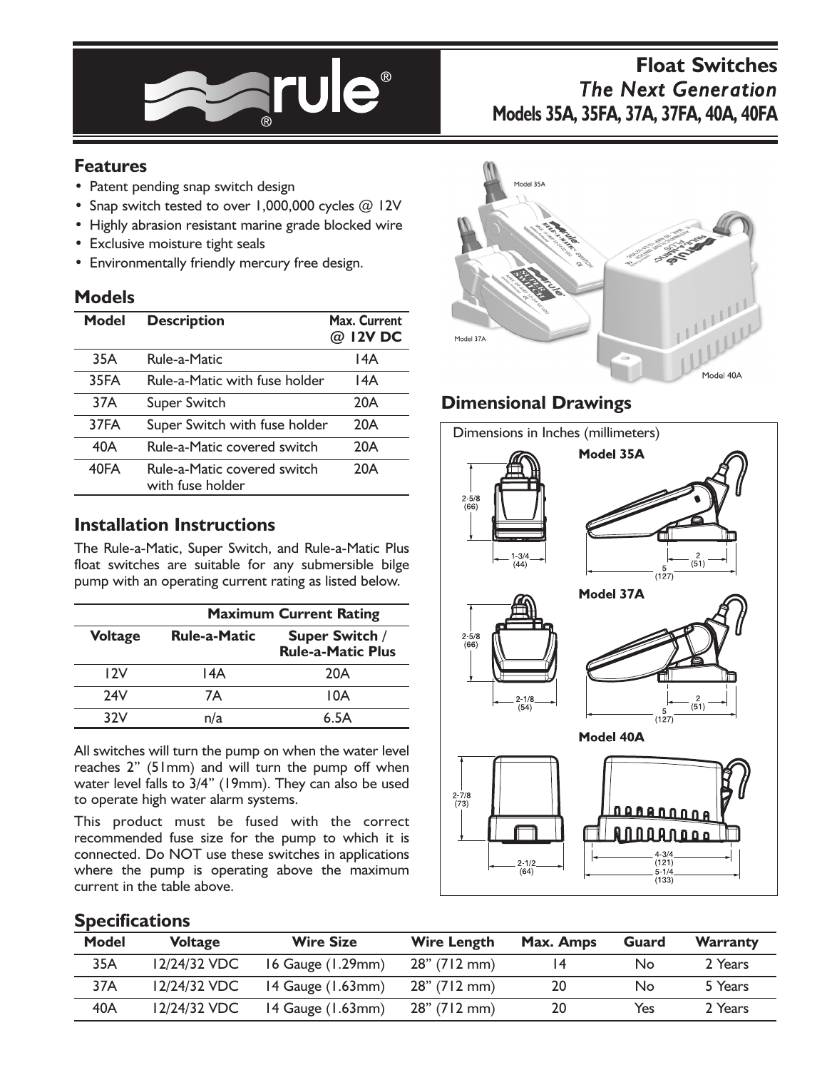# Float Switches

*The Next Generation*

**Models 35A, 35FA, 37A, 37FA, 40A, 40FA**

## Features

- Patent pending snap switch design
- Snap switch tested to over 1,000,000 cycles @ 12V
- Highly abrasion resistant marine grade blocked wire
- Exclusive moisture tight seals
- Environmentally friendly mercury free design.

## Models

| Model | Description | Max. Current @ 12V DC |
|---|---|---|
| 35A | Rule-a-Matic | 14A |
| 35FA | Rule-a-Matic with fuse holder | 14A |
| 37A | Super Switch | 20A |
| 37FA | Super Switch with fuse holder | 20A |
| 40A | Rule-a-Matic covered switch | 20A |
| 40FA | Rule-a-Matic covered switch with fuse holder | 20A |

## Installation Instructions

The Rule-a-Matic, Super Switch, and Rule-a-Matic Plus float switches are suitable for any submersible bilge pump with an operating current rating as listed below.

| | Maximum Current Rating | |
|---|---|---|
| **Voltage** | **Rule-a-Matic** | **Super Switch / Rule-a-Matic Plus** |
| 12V | 14A | 20A |
| 24V | 7A | 10A |
| 32V | n/a | 6.5A |

All switches will turn the pump on when the water level reaches 2" (51mm) and will turn the pump off when water level falls to 3/4" (19mm). They can also be used to operate high water alarm systems.

This product must be fused with the correct recommended fuse size for the pump to which it is connected. Do NOT use these switches in applications where the pump is operating above the maximum current in the table above.

## Dimensional Drawings

Dimensions in Inches (millimeters)

**Model 35A**: 2-5/8 (66) height; 1-3/4 (44) width; 5 (127) length; 2 (51)

**Model 37A**: 2-5/8 (66) height; 2-1/8 (54) width; 5 (127) length; 2 (51)

**Model 40A**: 2-7/8 (73) height; 2-1/2 (64) width; 4-3/4 (121); 5-1/4 (133)

## Specifications

| Model | Voltage | Wire Size | Wire Length | Max. Amps | Guard | Warranty |
|---|---|---|---|---|---|---|
| 35A | 12/24/32 VDC | 16 Gauge (1.29mm) | 28" (712 mm) | 14 | No | 2 Years |
| 37A | 12/24/32 VDC | 14 Gauge (1.63mm) | 28" (712 mm) | 20 | No | 5 Years |
| 40A | 12/24/32 VDC | 14 Gauge (1.63mm) | 28" (712 mm) | 20 | Yes | 2 Years |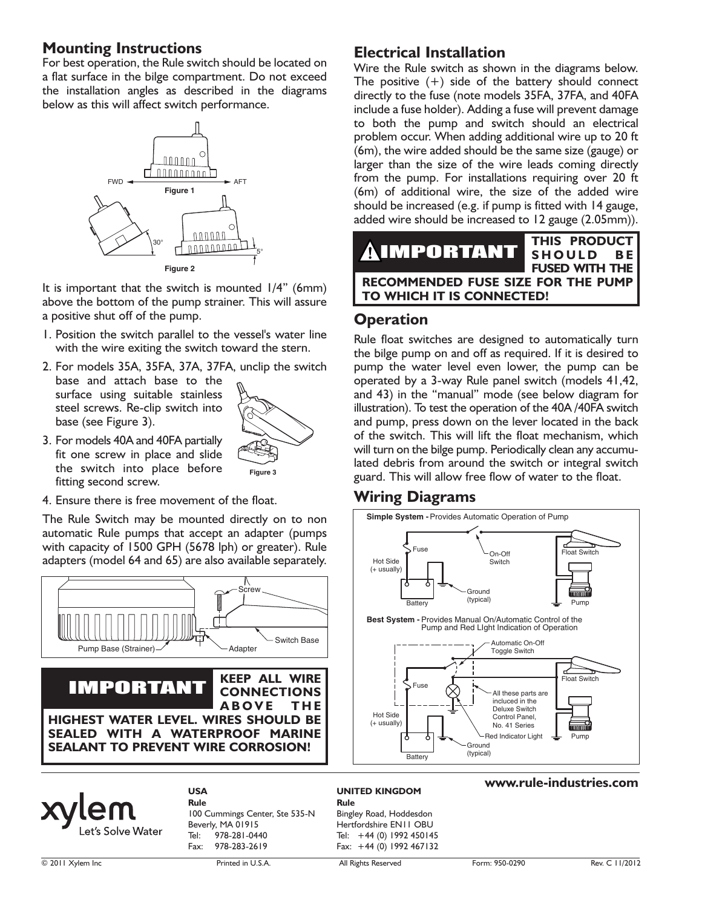## Mounting Instructions

For best operation, the Rule switch should be located on a flat surface in the bilge compartment. Do not exceed the installation angles as described in the diagrams below as this will affect switch performance.

FWD AFT

Figure 1

30°

5°

Figure 2

It is important that the switch is mounted 1/4" (6mm) above the bottom of the pump strainer. This will assure a positive shut off of the pump.

1. Position the switch parallel to the vessel's water line with the wire exiting the switch toward the stern.
2. For models 35A, 35FA, 37A, 37FA, unclip the switch base and attach base to the surface using suitable stainless steel screws. Re-clip switch into base (see Figure 3).
3. For models 40A and 40FA partially fit one screw in place and slide the switch into place before fitting second screw.
4. Ensure there is free movement of the float.

Figure 3

The Rule Switch may be mounted directly on to non automatic Rule pumps that accept an adapter (pumps with capacity of 1500 GPH (5678 lph) or greater). Rule adapters (model 64 and 65) are also available separately.

Screw

Switch Base

Pump Base (Strainer)

Adapter

**IMPORTANT** **KEEP ALL WIRE CONNECTIONS ABOVE THE HIGHEST WATER LEVEL. WIRES SHOULD BE SEALED WITH A WATERPROOF MARINE SEALANT TO PREVENT WIRE CORROSION!**

## Electrical Installation

Wire the Rule switch as shown in the diagrams below. The positive (+) side of the battery should connect directly to the fuse (note models 35FA, 37FA, and 40FA include a fuse holder). Adding a fuse will prevent damage to both the pump and switch should an electrical problem occur. When adding additional wire up to 20 ft (6m), the wire added should be the same size (gauge) or larger than the size of the wire leads coming directly from the pump. For installations requiring over 20 ft (6m) of additional wire, the size of the added wire should be increased (e.g. if pump is fitted with 14 gauge, added wire should be increased to 12 gauge (2.05mm)).

**! IMPORTANT** **THIS PRODUCT SHOULD BE FUSED WITH THE RECOMMENDED FUSE SIZE FOR THE PUMP TO WHICH IT IS CONNECTED!**

## Operation

Rule float switches are designed to automatically turn the bilge pump on and off as required. If it is desired to pump the water level even lower, the pump can be operated by a 3-way Rule panel switch (models 41,42, and 43) in the "manual" mode (see below diagram for illustration). To test the operation of the 40A /40FA switch and pump, press down on the lever located in the back of the switch. This will lift the float mechanism, which will turn on the bilge pump. Periodically clean any accumulated debris from around the switch or integral switch guard. This will allow free flow of water to the float.

## Wiring Diagrams

**Simple System -** Provides Automatic Operation of Pump

Fuse

On-Off Switch

Float Switch

Hot Side (+ usually)

Battery

Ground (typical)

Pump

**Best System -** Provides Manual On/Automatic Control of the Pump and Red LIght Indication of Operation

Automatic On-Off Toggle Switch

Fuse

Float Switch

All these parts are incluced in the Deluxe Switch Control Panel, No. 41 Series

Hot Side (+ usually)

Red Indicator Light

Pump

Battery

Ground (typical)

xylem
Let's Solve Water

**USA**
**Rule**
100 Cummings Center, Ste 535-N
Beverly, MA 01915
Tel: 978-281-0440
Fax: 978-283-2619

**UNITED KINGDOM**
**Rule**
Bingley Road, Hoddesdon
Hertfordshire EN11 OBU
Tel: +44 (0) 1992 450145
Fax: +44 (0) 1992 467132

**www.rule-industries.com**

© 2011 Xylem Inc Printed in U.S.A. All Rights Reserved Form: 950-0290 Rev. C 11/2012